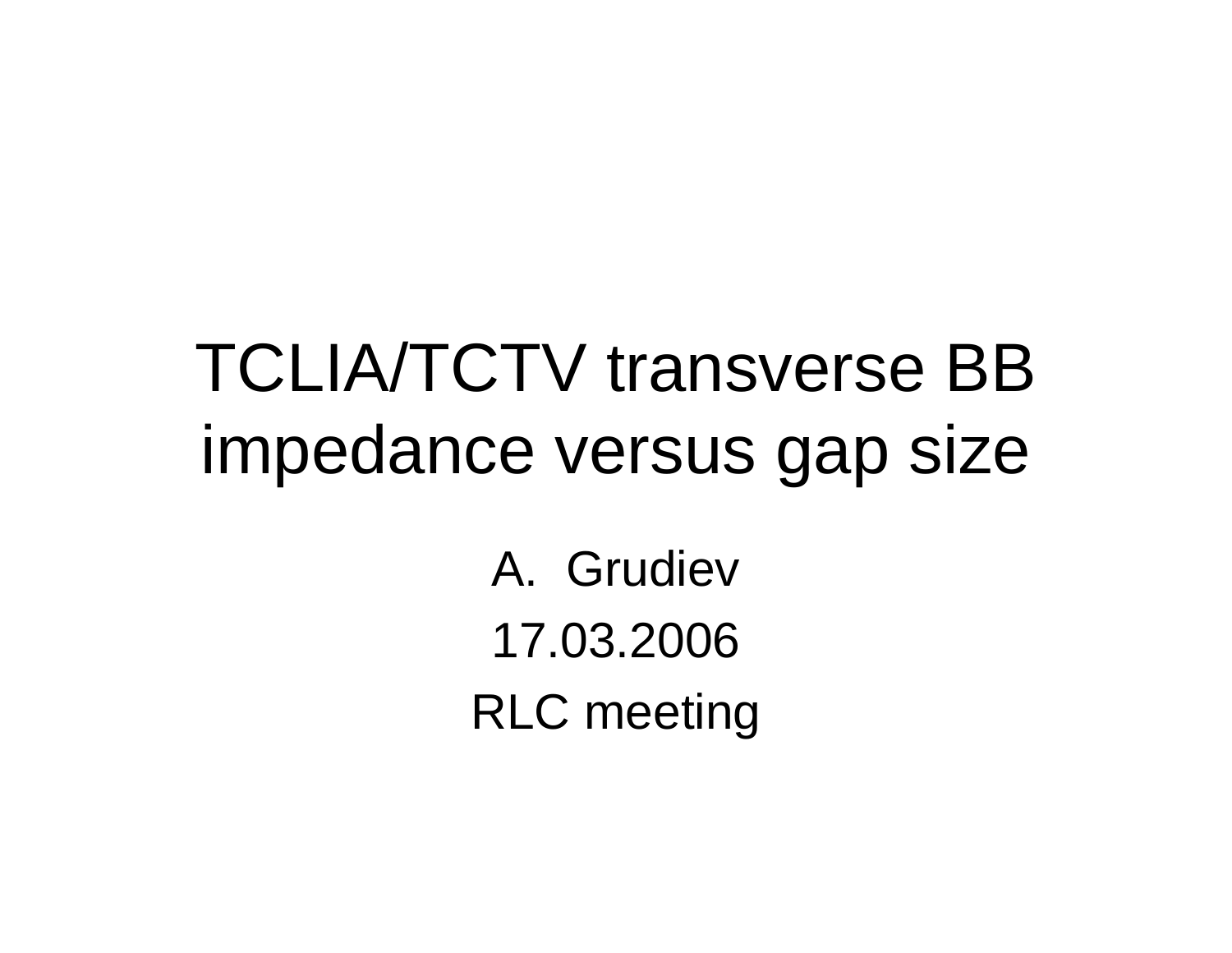# TCLIA/TCTV transverse BB impedance versus gap size

A. Grudiev

17.03.2006

RLC meeting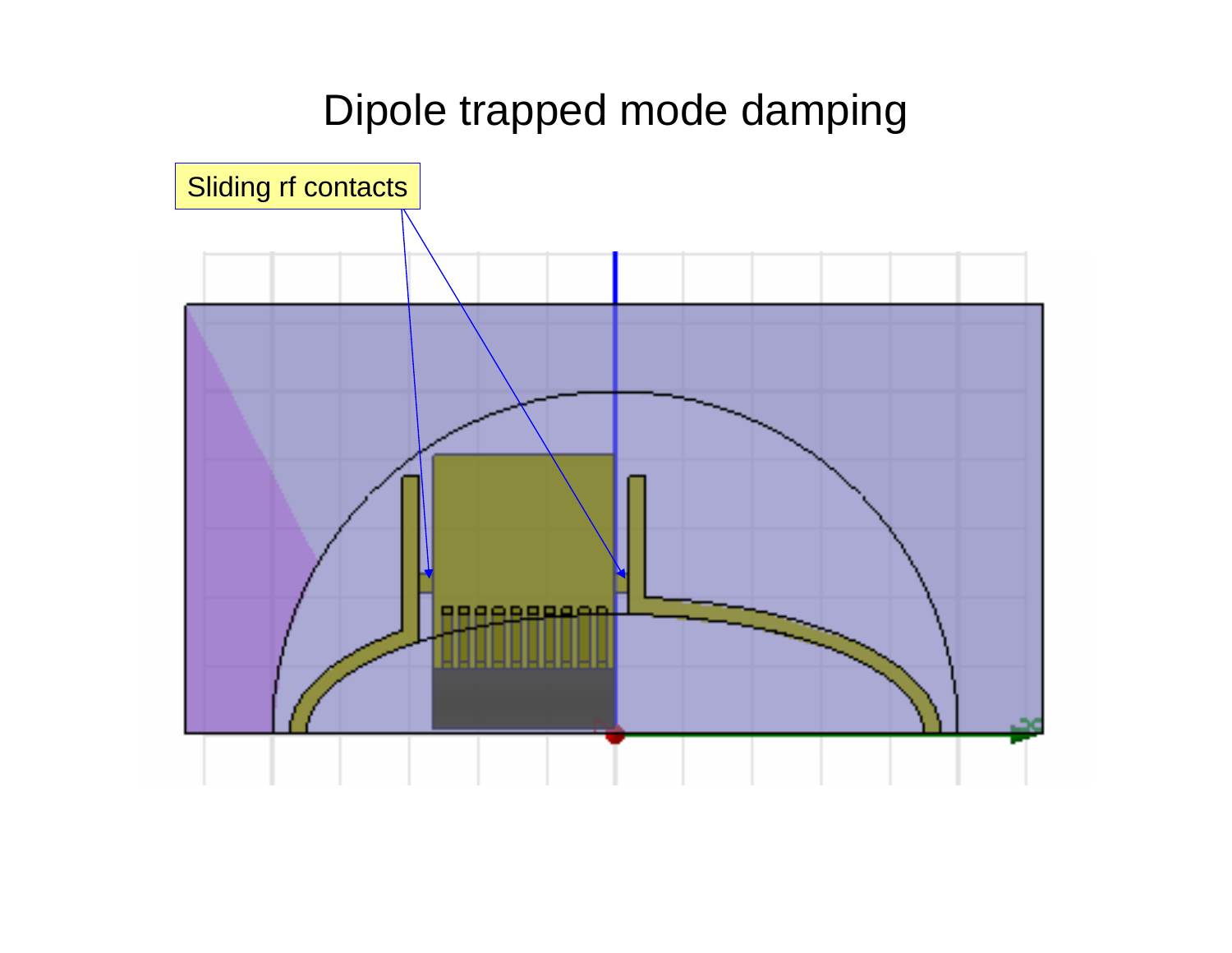# Dipole trapped mode damping

Sliding rf contacts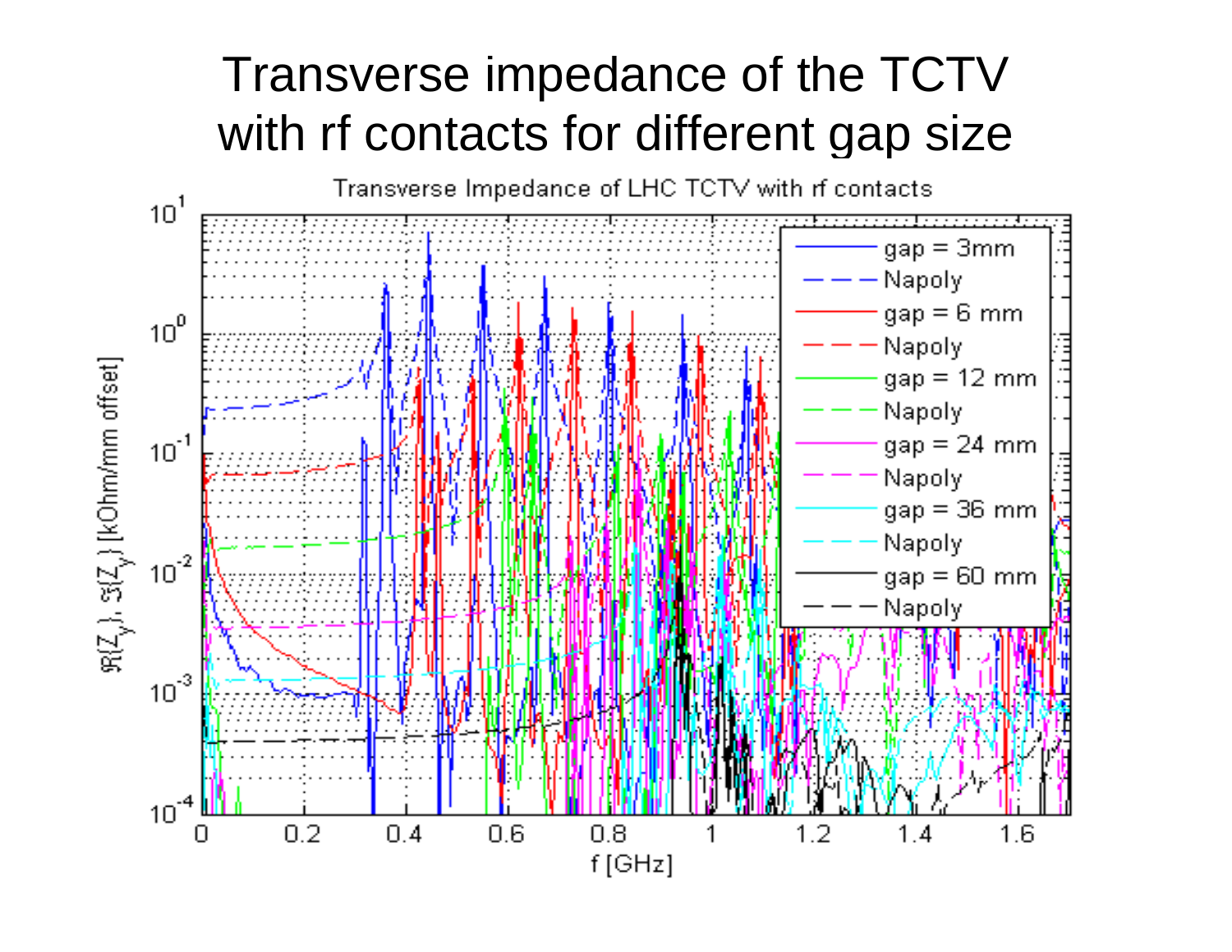# Transverse impedance of the TCTV with rf contacts for different gap size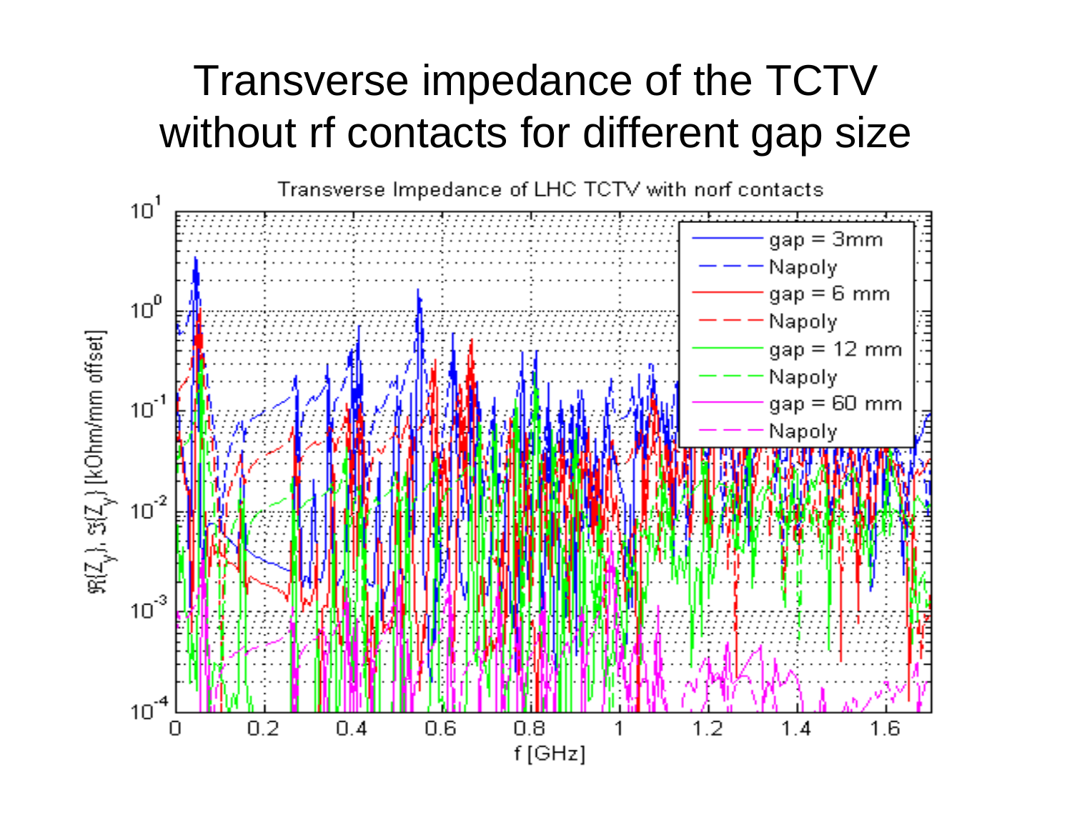# Transverse impedance of the TCTV without rf contacts for different gap size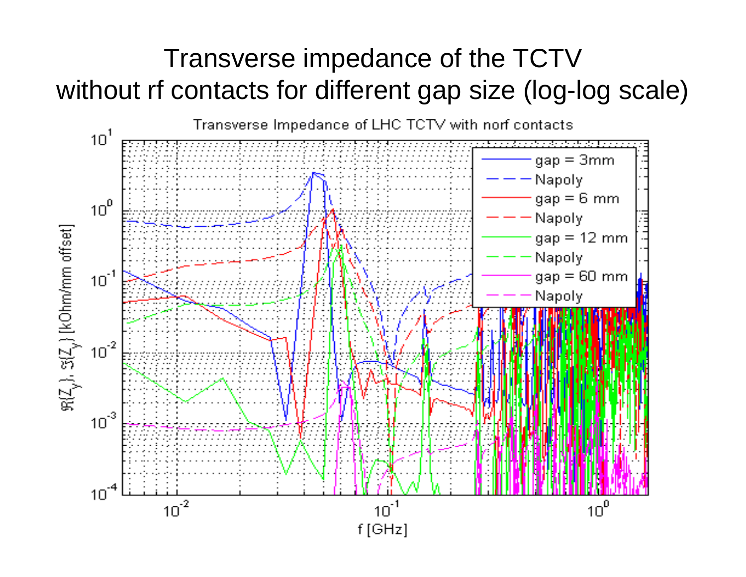# Transverse impedance of the TCTV without rf contacts for different gap size (log-log scale)

Transverse Impedance of LHC TCTV with norf contacts

| Line | Legend |
| --- | --- |
| solid blue | gap = 3mm |
| dashed blue | Napoly |
| solid red | gap = 6 mm |
| dashed red | Napoly |
| solid green | gap = 12 mm |
| dashed green | Napoly |
| solid magenta | gap = 60 mm |
| dashed magenta | Napoly |

$\Re(Z_y), \Im(Z_y)$ [kOhm/mm offset]

f [GHz]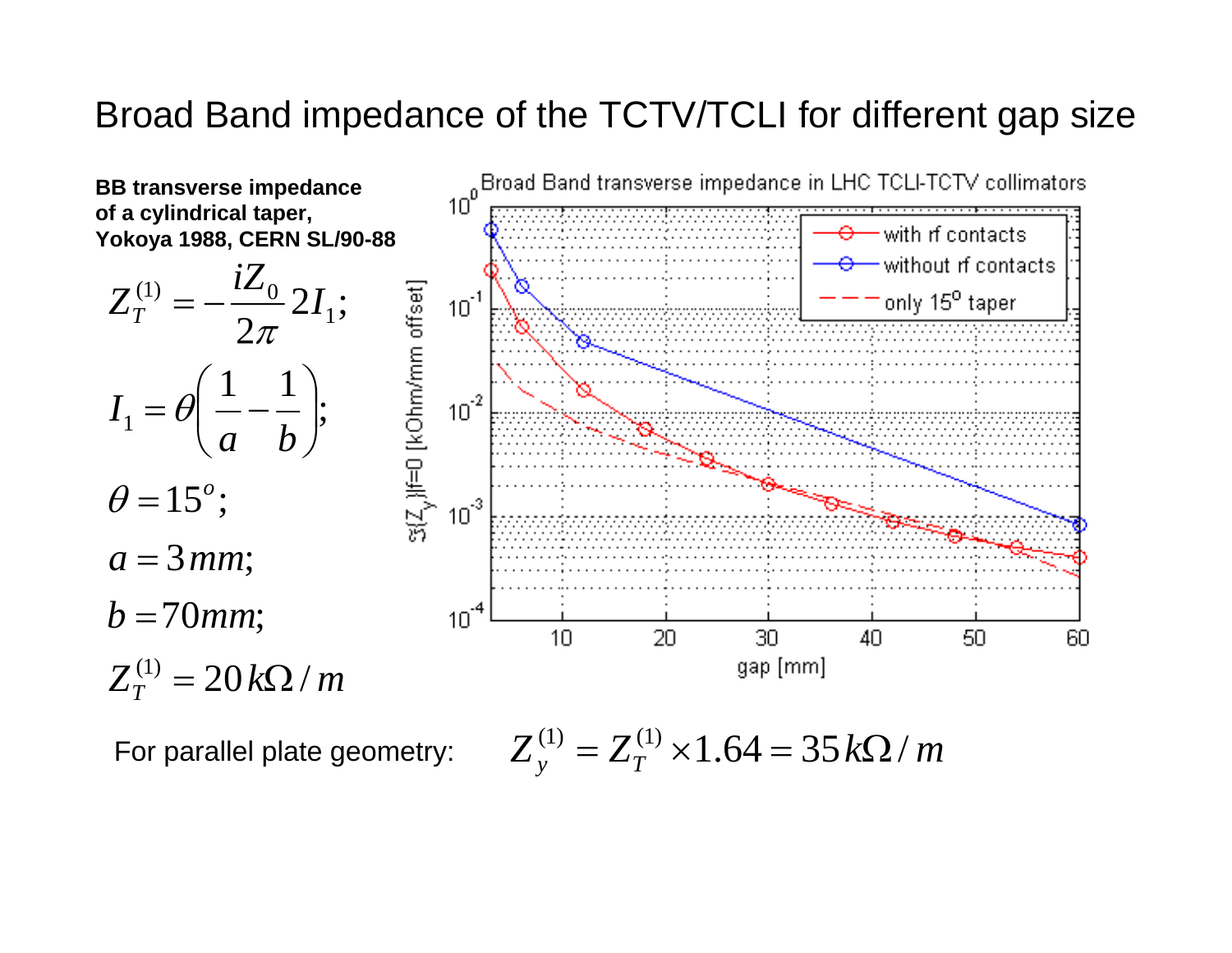# Broad Band impedance of the TCTV/TCLI for different gap size

**BB transverse impedance of a cylindrical taper, Yokoya 1988, CERN SL/90-88**

$$Z_T^{(1)} = -\frac{iZ_0}{2\pi} 2I_1;$$

$$I_1 = \theta\left(\frac{1}{a} - \frac{1}{b}\right);$$

$$\theta = 15^o;$$

$$a = 3\,mm;$$

$$b = 70\,mm;$$

$$Z_T^{(1)} = 20\,k\Omega/m$$

For parallel plate geometry: $Z_y^{(1)} = Z_T^{(1)} \times 1.64 = 35\,k\Omega/m$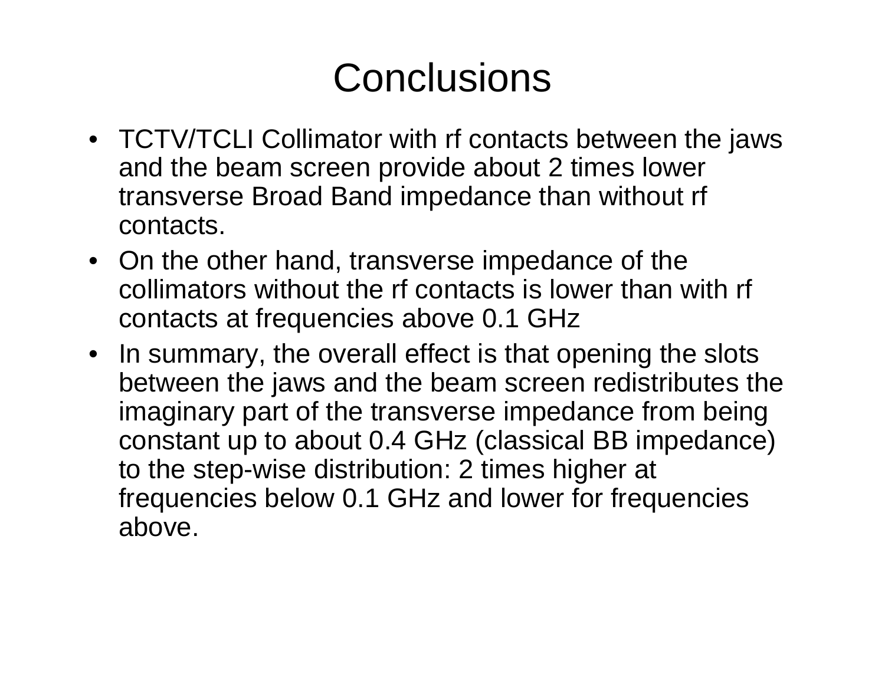# Conclusions

- TCTV/TCLI Collimator with rf contacts between the jaws and the beam screen provide about 2 times lower transverse Broad Band impedance than without rf contacts.
- On the other hand, transverse impedance of the collimators without the rf contacts is lower than with rf contacts at frequencies above 0.1 GHz
- In summary, the overall effect is that opening the slots between the jaws and the beam screen redistributes the imaginary part of the transverse impedance from being constant up to about 0.4 GHz (classical BB impedance) to the step-wise distribution: 2 times higher at frequencies below 0.1 GHz and lower for frequencies above.